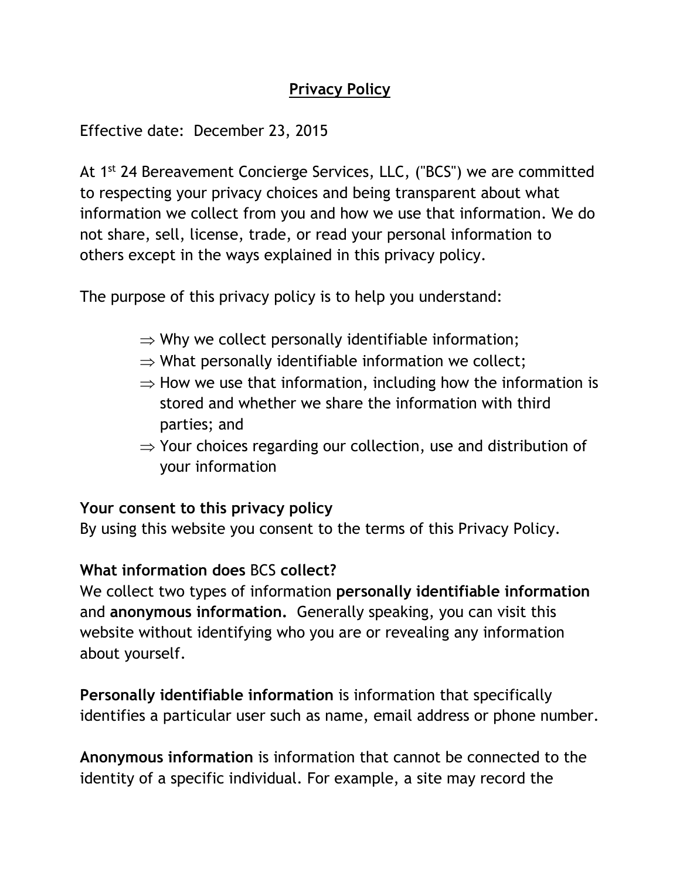# **Privacy Policy**

Effective date: December 23, 2015

At 1st 24 Bereavement Concierge Services, LLC, ("BCS") we are committed to respecting your privacy choices and being transparent about what information we collect from you and how we use that information. We do not share, sell, license, trade, or read your personal information to others except in the ways explained in this privacy policy.

The purpose of this privacy policy is to help you understand:

- ⇒ Why we collect personally identifiable information;
- ⇒ What personally identifiable information we collect;
- ⇒ How we use that information, including how the information is stored and whether we share the information with third parties; and
- ⇒ Your choices regarding our collection, use and distribution of your information

**Your consent to this privacy policy**
By using this website you consent to the terms of this Privacy Policy.

**What information does** BCS **collect?**
We collect two types of information **personally identifiable information** and **anonymous information.** Generally speaking, you can visit this website without identifying who you are or revealing any information about yourself.

**Personally identifiable information** is information that specifically identifies a particular user such as name, email address or phone number.

**Anonymous information** is information that cannot be connected to the identity of a specific individual. For example, a site may record the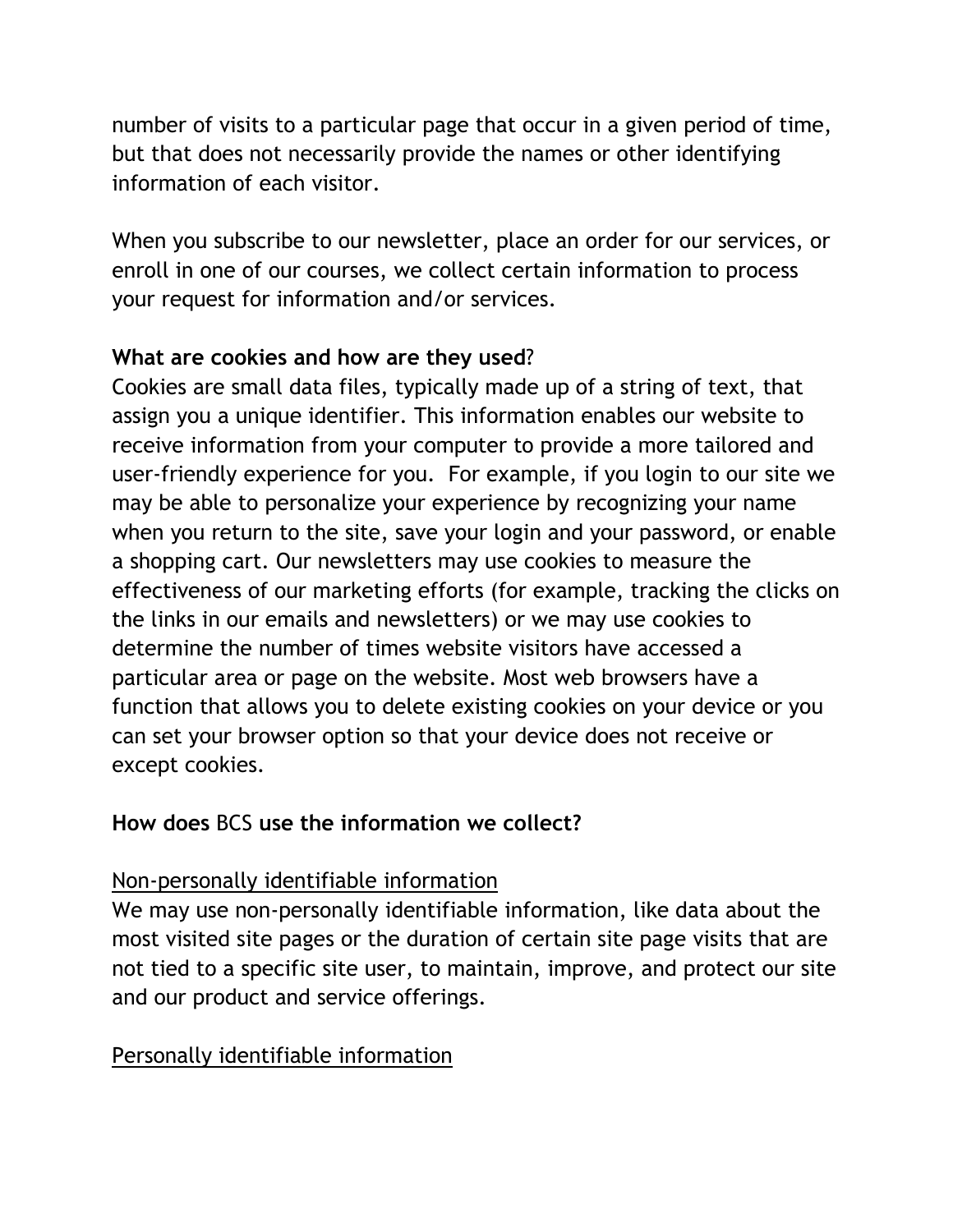number of visits to a particular page that occur in a given period of time, but that does not necessarily provide the names or other identifying information of each visitor.

When you subscribe to our newsletter, place an order for our services, or enroll in one of our courses, we collect certain information to process your request for information and/or services.

**What are cookies and how are they used**?
Cookies are small data files, typically made up of a string of text, that assign you a unique identifier. This information enables our website to receive information from your computer to provide a more tailored and user-friendly experience for you. For example, if you login to our site we may be able to personalize your experience by recognizing your name when you return to the site, save your login and your password, or enable a shopping cart. Our newsletters may use cookies to measure the effectiveness of our marketing efforts (for example, tracking the clicks on the links in our emails and newsletters) or we may use cookies to determine the number of times website visitors have accessed a particular area or page on the website. Most web browsers have a function that allows you to delete existing cookies on your device or you can set your browser option so that your device does not receive or except cookies.

**How does** BCS **use the information we collect?**

<u>Non-personally identifiable information</u>
We may use non-personally identifiable information, like data about the most visited site pages or the duration of certain site page visits that are not tied to a specific site user, to maintain, improve, and protect our site and our product and service offerings.

<u>Personally identifiable information</u>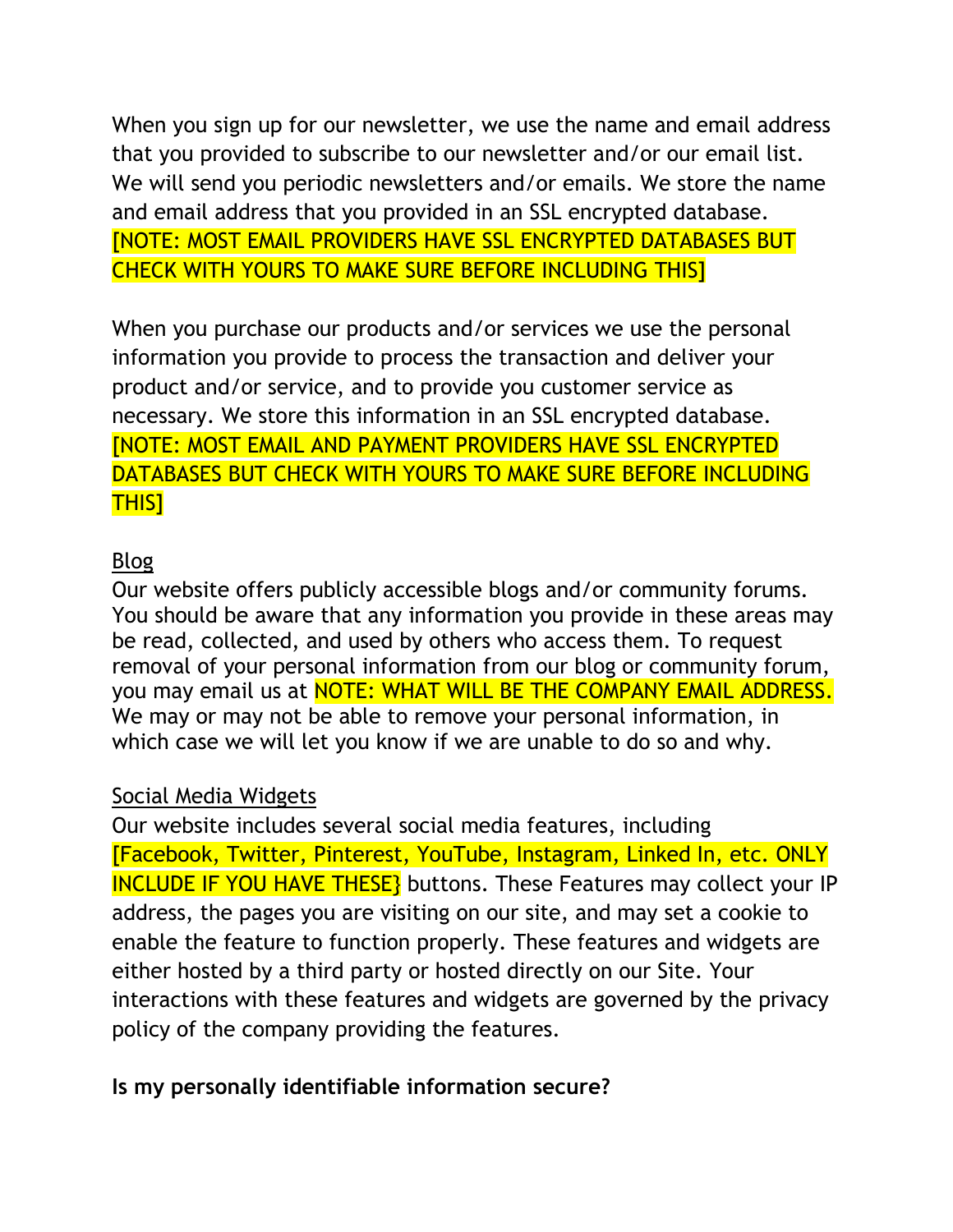When you sign up for our newsletter, we use the name and email address that you provided to subscribe to our newsletter and/or our email list. We will send you periodic newsletters and/or emails. We store the name and email address that you provided in an SSL encrypted database. [NOTE: MOST EMAIL PROVIDERS HAVE SSL ENCRYPTED DATABASES BUT CHECK WITH YOURS TO MAKE SURE BEFORE INCLUDING THIS]

When you purchase our products and/or services we use the personal information you provide to process the transaction and deliver your product and/or service, and to provide you customer service as necessary. We store this information in an SSL encrypted database. [NOTE: MOST EMAIL AND PAYMENT PROVIDERS HAVE SSL ENCRYPTED DATABASES BUT CHECK WITH YOURS TO MAKE SURE BEFORE INCLUDING THIS]

<u>Blog</u>

Our website offers publicly accessible blogs and/or community forums. You should be aware that any information you provide in these areas may be read, collected, and used by others who access them. To request removal of your personal information from our blog or community forum, you may email us at NOTE: WHAT WILL BE THE COMPANY EMAIL ADDRESS. We may or may not be able to remove your personal information, in which case we will let you know if we are unable to do so and why.

<u>Social Media Widgets</u>

Our website includes several social media features, including [Facebook, Twitter, Pinterest, YouTube, Instagram, Linked In, etc. ONLY INCLUDE IF YOU HAVE THESE} buttons. These Features may collect your IP address, the pages you are visiting on our site, and may set a cookie to enable the feature to function properly. These features and widgets are either hosted by a third party or hosted directly on our Site. Your interactions with these features and widgets are governed by the privacy policy of the company providing the features.

**Is my personally identifiable information secure?**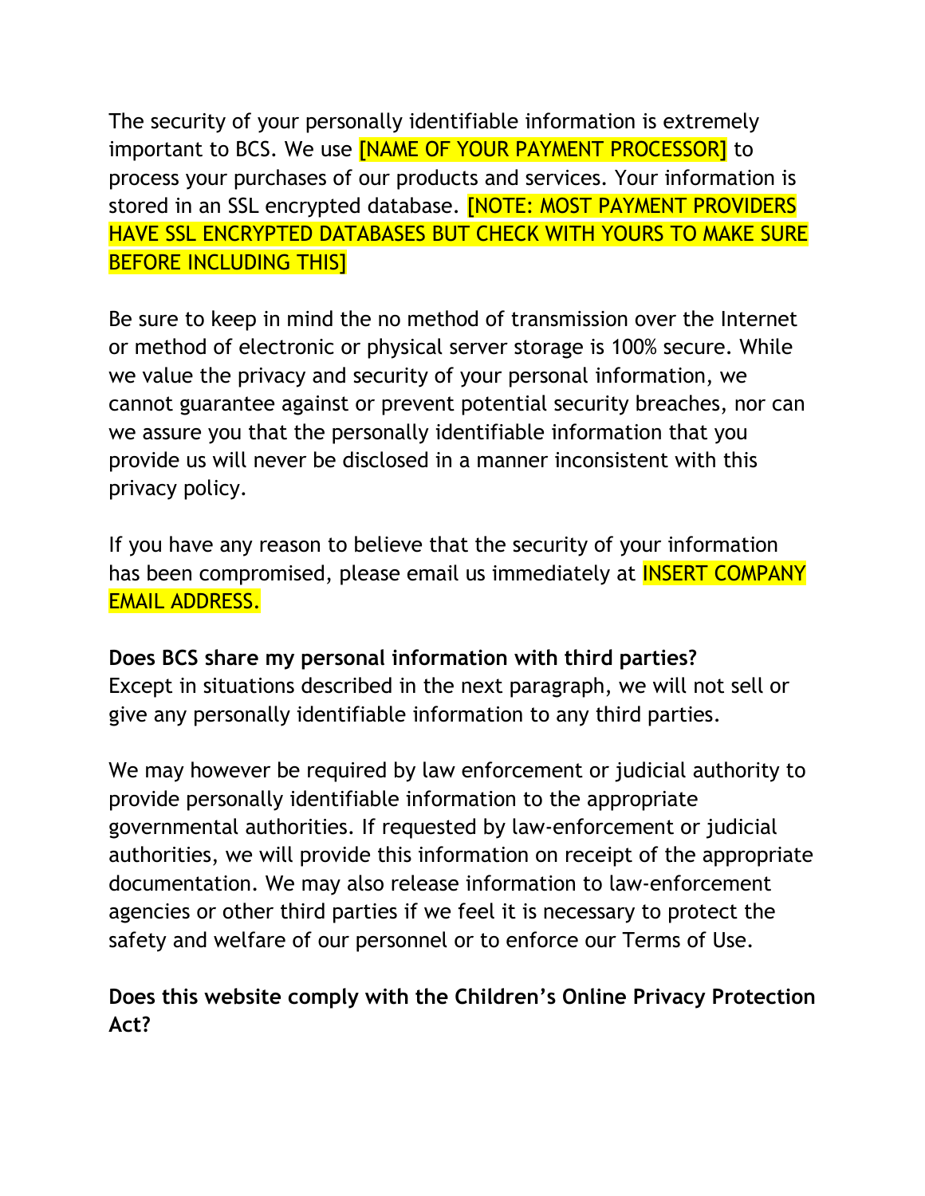The security of your personally identifiable information is extremely important to BCS. We use [NAME OF YOUR PAYMENT PROCESSOR] to process your purchases of our products and services. Your information is stored in an SSL encrypted database. [NOTE: MOST PAYMENT PROVIDERS HAVE SSL ENCRYPTED DATABASES BUT CHECK WITH YOURS TO MAKE SURE BEFORE INCLUDING THIS]

Be sure to keep in mind the no method of transmission over the Internet or method of electronic or physical server storage is 100% secure. While we value the privacy and security of your personal information, we cannot guarantee against or prevent potential security breaches, nor can we assure you that the personally identifiable information that you provide us will never be disclosed in a manner inconsistent with this privacy policy.

If you have any reason to believe that the security of your information has been compromised, please email us immediately at INSERT COMPANY EMAIL ADDRESS.

**Does BCS share my personal information with third parties?**
Except in situations described in the next paragraph, we will not sell or give any personally identifiable information to any third parties.

We may however be required by law enforcement or judicial authority to provide personally identifiable information to the appropriate governmental authorities. If requested by law-enforcement or judicial authorities, we will provide this information on receipt of the appropriate documentation. We may also release information to law-enforcement agencies or other third parties if we feel it is necessary to protect the safety and welfare of our personnel or to enforce our Terms of Use.

**Does this website comply with the Children's Online Privacy Protection Act?**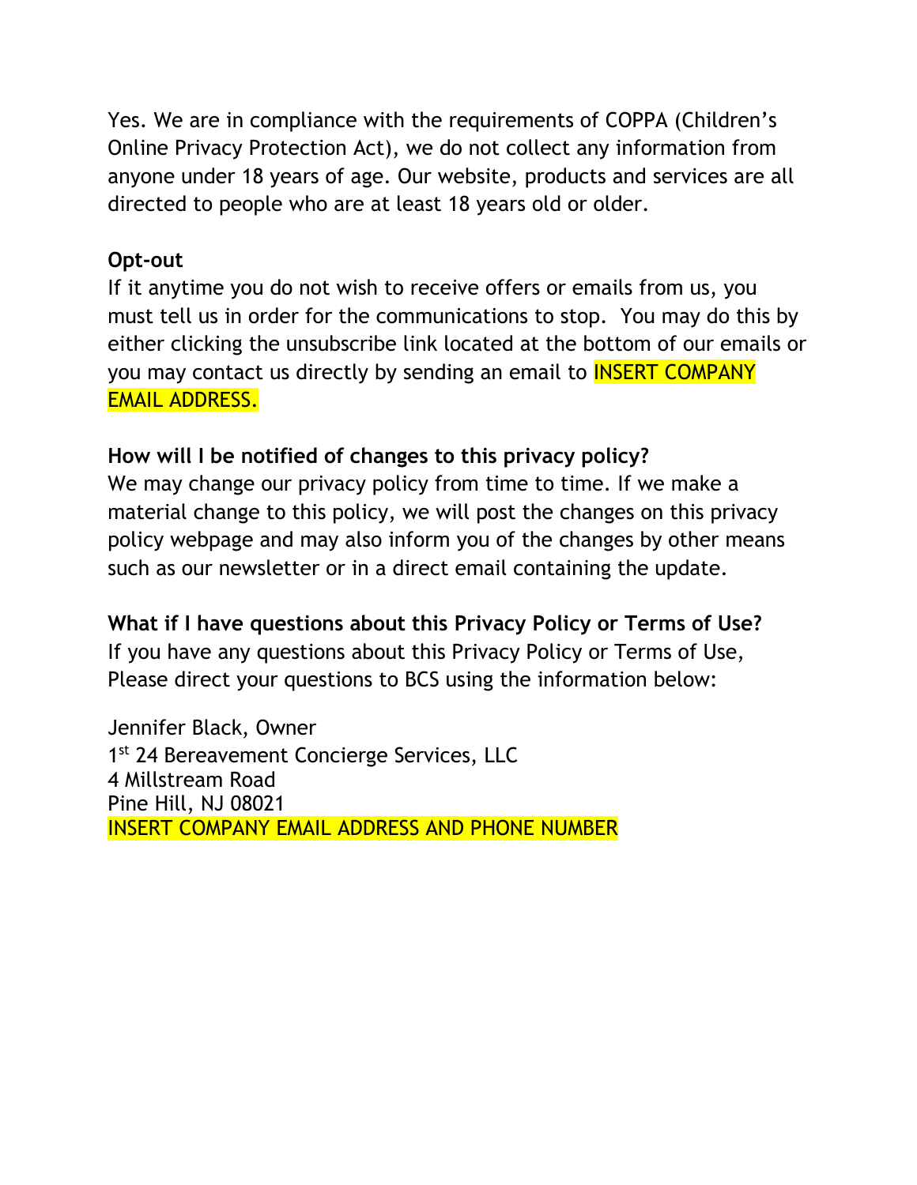Yes. We are in compliance with the requirements of COPPA (Children's Online Privacy Protection Act), we do not collect any information from anyone under 18 years of age. Our website, products and services are all directed to people who are at least 18 years old or older.

**Opt-out**

If it anytime you do not wish to receive offers or emails from us, you must tell us in order for the communications to stop. You may do this by either clicking the unsubscribe link located at the bottom of our emails or you may contact us directly by sending an email to INSERT COMPANY EMAIL ADDRESS.

**How will I be notified of changes to this privacy policy?**

We may change our privacy policy from time to time. If we make a material change to this policy, we will post the changes on this privacy policy webpage and may also inform you of the changes by other means such as our newsletter or in a direct email containing the update.

**What if I have questions about this Privacy Policy or Terms of Use?**

If you have any questions about this Privacy Policy or Terms of Use, Please direct your questions to BCS using the information below:

Jennifer Black, Owner
1st 24 Bereavement Concierge Services, LLC
4 Millstream Road
Pine Hill, NJ 08021
INSERT COMPANY EMAIL ADDRESS AND PHONE NUMBER